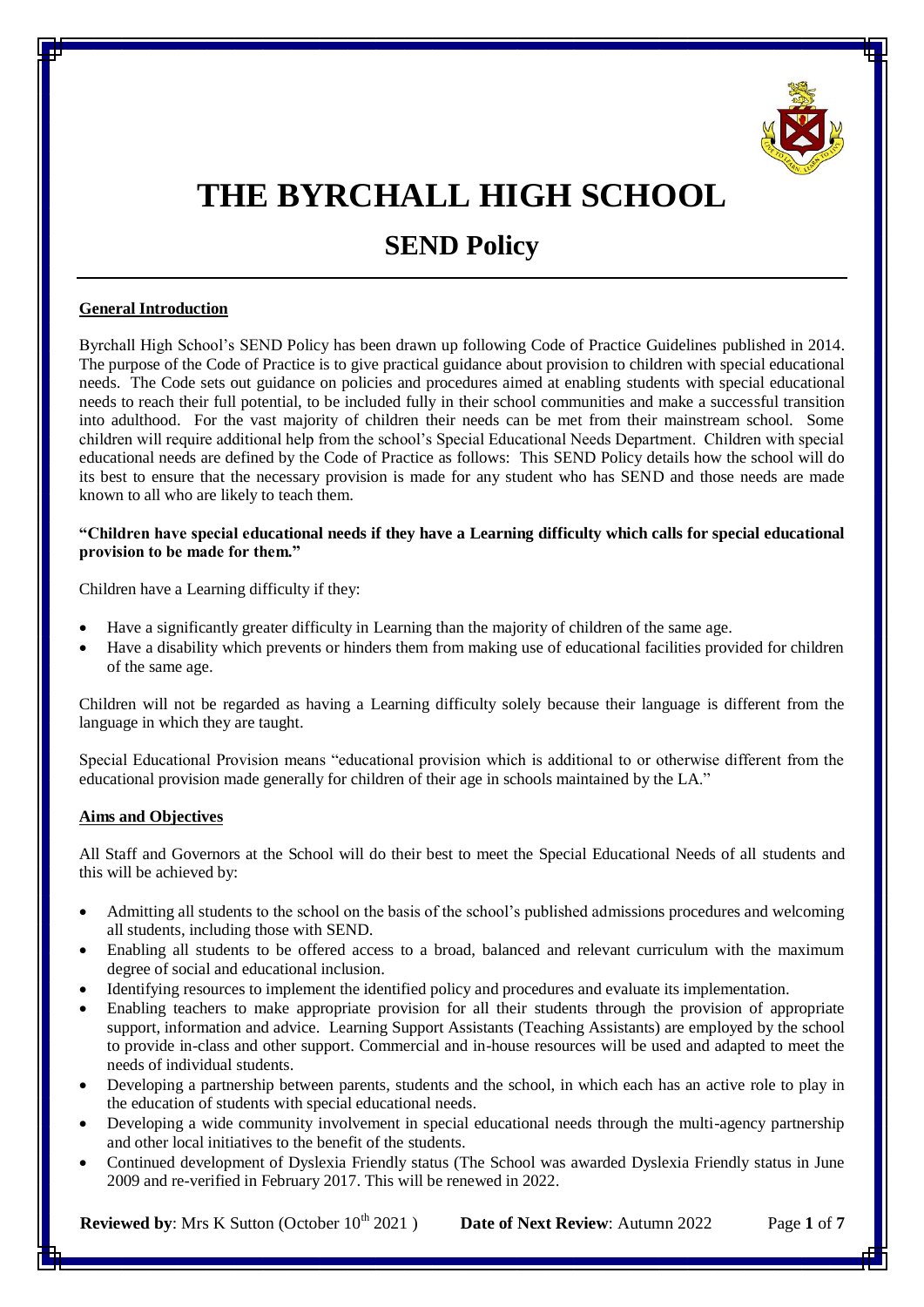# THE BYRCHALL HIGH SCHOOL

## SEND Policy

### General Introduction

Byrchall High School's SEND Policy has been drawn up following Code of Practice Guidelines published in 2014. The purpose of the Code of Practice is to give practical guidance about provision to children with special educational needs. The Code sets out guidance on policies and procedures aimed at enabling students with special educational needs to reach their full potential, to be included fully in their school communities and make a successful transition into adulthood. For the vast majority of children their needs can be met from their mainstream school. Some children will require additional help from the school's Special Educational Needs Department. Children with special educational needs are defined by the Code of Practice as follows: This SEND Policy details how the school will do its best to ensure that the necessary provision is made for any student who has SEND and those needs are made known to all who are likely to teach them.

**"Children have special educational needs if they have a Learning difficulty which calls for special educational provision to be made for them."**

Children have a Learning difficulty if they:

- Have a significantly greater difficulty in Learning than the majority of children of the same age.
- Have a disability which prevents or hinders them from making use of educational facilities provided for children of the same age.

Children will not be regarded as having a Learning difficulty solely because their language is different from the language in which they are taught.

Special Educational Provision means "educational provision which is additional to or otherwise different from the educational provision made generally for children of their age in schools maintained by the LA."

### Aims and Objectives

All Staff and Governors at the School will do their best to meet the Special Educational Needs of all students and this will be achieved by:

- Admitting all students to the school on the basis of the school's published admissions procedures and welcoming all students, including those with SEND.
- Enabling all students to be offered access to a broad, balanced and relevant curriculum with the maximum degree of social and educational inclusion.
- Identifying resources to implement the identified policy and procedures and evaluate its implementation.
- Enabling teachers to make appropriate provision for all their students through the provision of appropriate support, information and advice. Learning Support Assistants (Teaching Assistants) are employed by the school to provide in-class and other support. Commercial and in-house resources will be used and adapted to meet the needs of individual students.
- Developing a partnership between parents, students and the school, in which each has an active role to play in the education of students with special educational needs.
- Developing a wide community involvement in special educational needs through the multi-agency partnership and other local initiatives to the benefit of the students.
- Continued development of Dyslexia Friendly status (The School was awarded Dyslexia Friendly status in June 2009 and re-verified in February 2017. This will be renewed in 2022.

**Reviewed by**: Mrs K Sutton (October 10th 2021 ) **Date of Next Review**: Autumn 2022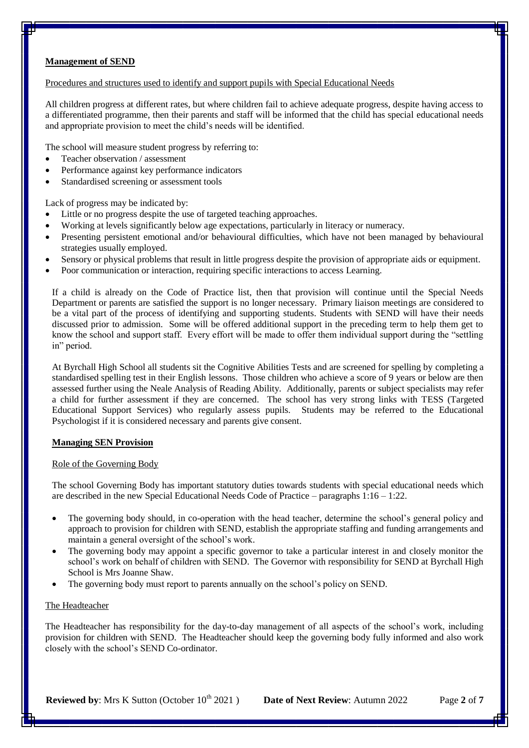## Management of SEND

Procedures and structures used to identify and support pupils with Special Educational Needs

All children progress at different rates, but where children fail to achieve adequate progress, despite having access to a differentiated programme, then their parents and staff will be informed that the child has special educational needs and appropriate provision to meet the child's needs will be identified.

The school will measure student progress by referring to:

- Teacher observation / assessment
- Performance against key performance indicators
- Standardised screening or assessment tools

Lack of progress may be indicated by:

- Little or no progress despite the use of targeted teaching approaches.
- Working at levels significantly below age expectations, particularly in literacy or numeracy.
- Presenting persistent emotional and/or behavioural difficulties, which have not been managed by behavioural strategies usually employed.
- Sensory or physical problems that result in little progress despite the provision of appropriate aids or equipment.
- Poor communication or interaction, requiring specific interactions to access Learning.

If a child is already on the Code of Practice list, then that provision will continue until the Special Needs Department or parents are satisfied the support is no longer necessary. Primary liaison meetings are considered to be a vital part of the process of identifying and supporting students. Students with SEND will have their needs discussed prior to admission. Some will be offered additional support in the preceding term to help them get to know the school and support staff. Every effort will be made to offer them individual support during the "settling in" period.

At Byrchall High School all students sit the Cognitive Abilities Tests and are screened for spelling by completing a standardised spelling test in their English lessons. Those children who achieve a score of 9 years or below are then assessed further using the Neale Analysis of Reading Ability. Additionally, parents or subject specialists may refer a child for further assessment if they are concerned. The school has very strong links with TESS (Targeted Educational Support Services) who regularly assess pupils. Students may be referred to the Educational Psychologist if it is considered necessary and parents give consent.

## Managing SEN Provision

### Role of the Governing Body

The school Governing Body has important statutory duties towards students with special educational needs which are described in the new Special Educational Needs Code of Practice – paragraphs 1:16 – 1:22.

- The governing body should, in co-operation with the head teacher, determine the school's general policy and approach to provision for children with SEND, establish the appropriate staffing and funding arrangements and maintain a general oversight of the school's work.
- The governing body may appoint a specific governor to take a particular interest in and closely monitor the school's work on behalf of children with SEND. The Governor with responsibility for SEND at Byrchall High School is Mrs Joanne Shaw.
- The governing body must report to parents annually on the school's policy on SEND.

### The Headteacher

The Headteacher has responsibility for the day-to-day management of all aspects of the school's work, including provision for children with SEND. The Headteacher should keep the governing body fully informed and also work closely with the school's SEND Co-ordinator.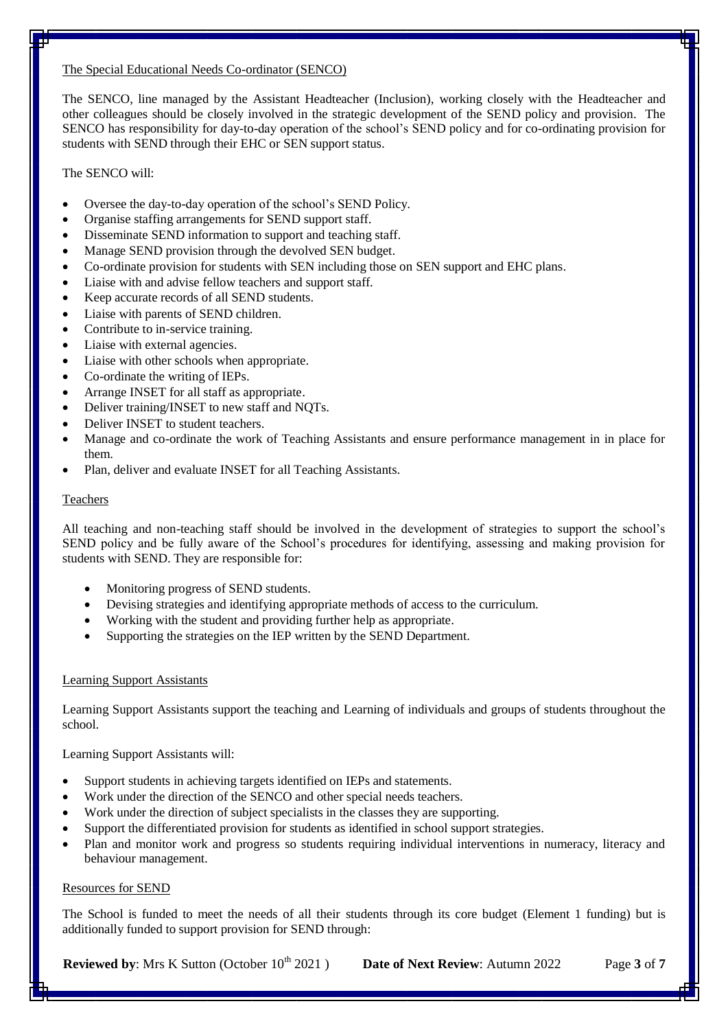## The Special Educational Needs Co-ordinator (SENCO)

The SENCO, line managed by the Assistant Headteacher (Inclusion), working closely with the Headteacher and other colleagues should be closely involved in the strategic development of the SEND policy and provision. The SENCO has responsibility for day-to-day operation of the school's SEND policy and for co-ordinating provision for students with SEND through their EHC or SEN support status.

The SENCO will:

- Oversee the day-to-day operation of the school's SEND Policy.
- Organise staffing arrangements for SEND support staff.
- Disseminate SEND information to support and teaching staff.
- Manage SEND provision through the devolved SEN budget.
- Co-ordinate provision for students with SEN including those on SEN support and EHC plans.
- Liaise with and advise fellow teachers and support staff.
- Keep accurate records of all SEND students.
- Liaise with parents of SEND children.
- Contribute to in-service training.
- Liaise with external agencies.
- Liaise with other schools when appropriate.
- Co-ordinate the writing of IEPs.
- Arrange INSET for all staff as appropriate.
- Deliver training/INSET to new staff and NQTs.
- Deliver INSET to student teachers.
- Manage and co-ordinate the work of Teaching Assistants and ensure performance management in in place for them.
- Plan, deliver and evaluate INSET for all Teaching Assistants.

## Teachers

All teaching and non-teaching staff should be involved in the development of strategies to support the school's SEND policy and be fully aware of the School's procedures for identifying, assessing and making provision for students with SEND. They are responsible for:

- Monitoring progress of SEND students.
- Devising strategies and identifying appropriate methods of access to the curriculum.
- Working with the student and providing further help as appropriate.
- Supporting the strategies on the IEP written by the SEND Department.

## Learning Support Assistants

Learning Support Assistants support the teaching and Learning of individuals and groups of students throughout the school.

Learning Support Assistants will:

- Support students in achieving targets identified on IEPs and statements.
- Work under the direction of the SENCO and other special needs teachers.
- Work under the direction of subject specialists in the classes they are supporting.
- Support the differentiated provision for students as identified in school support strategies.
- Plan and monitor work and progress so students requiring individual interventions in numeracy, literacy and behaviour management.

## Resources for SEND

The School is funded to meet the needs of all their students through its core budget (Element 1 funding) but is additionally funded to support provision for SEND through: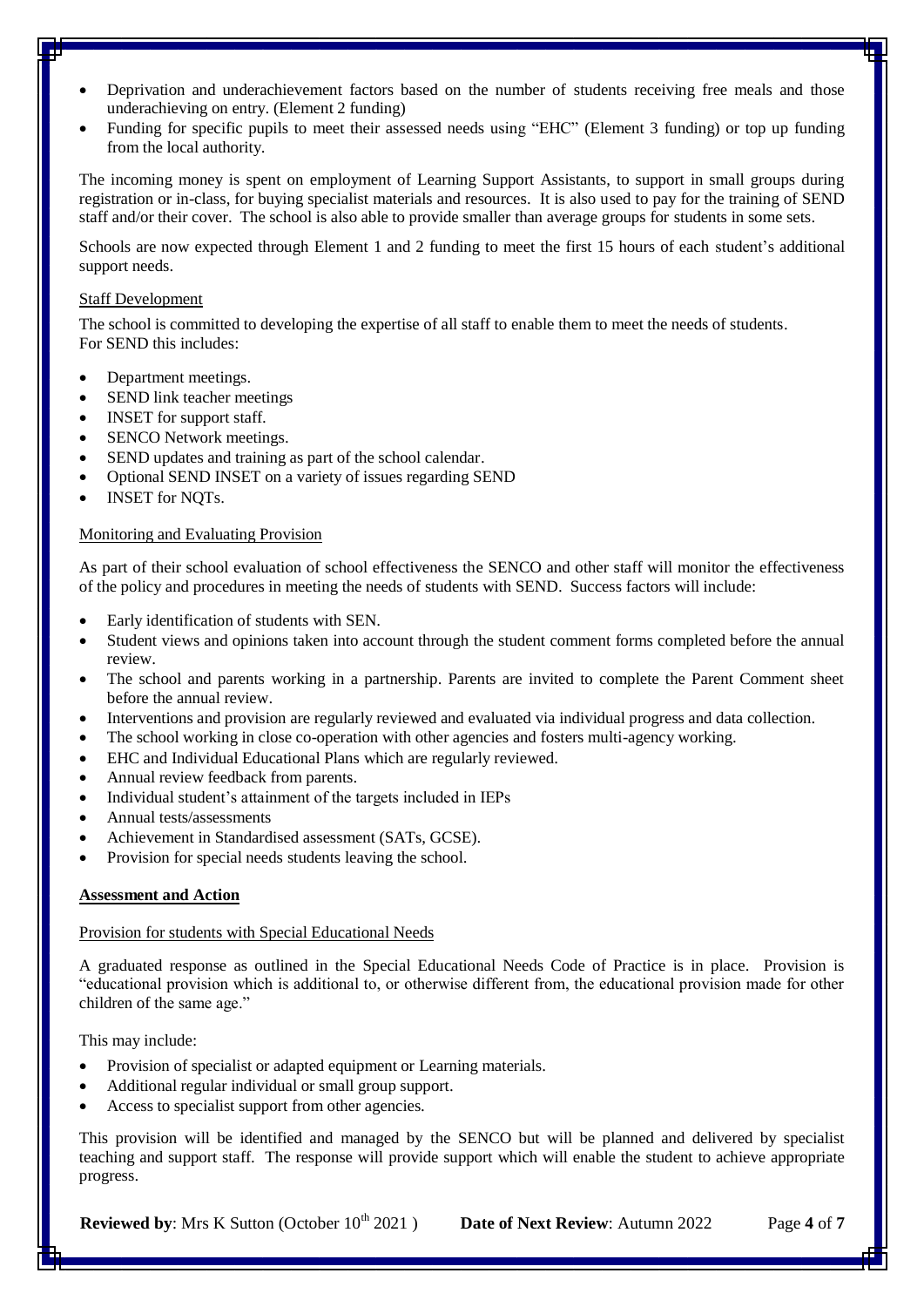- Deprivation and underachievement factors based on the number of students receiving free meals and those underachieving on entry. (Element 2 funding)
- Funding for specific pupils to meet their assessed needs using "EHC" (Element 3 funding) or top up funding from the local authority.

The incoming money is spent on employment of Learning Support Assistants, to support in small groups during registration or in-class, for buying specialist materials and resources. It is also used to pay for the training of SEND staff and/or their cover. The school is also able to provide smaller than average groups for students in some sets.

Schools are now expected through Element 1 and 2 funding to meet the first 15 hours of each student's additional support needs.

<u>Staff Development</u>

The school is committed to developing the expertise of all staff to enable them to meet the needs of students.
For SEND this includes:

- Department meetings.
- SEND link teacher meetings
- INSET for support staff.
- SENCO Network meetings.
- SEND updates and training as part of the school calendar.
- Optional SEND INSET on a variety of issues regarding SEND
- INSET for NQTs.

<u>Monitoring and Evaluating Provision</u>

As part of their school evaluation of school effectiveness the SENCO and other staff will monitor the effectiveness of the policy and procedures in meeting the needs of students with SEND. Success factors will include:

- Early identification of students with SEN.
- Student views and opinions taken into account through the student comment forms completed before the annual review.
- The school and parents working in a partnership. Parents are invited to complete the Parent Comment sheet before the annual review.
- Interventions and provision are regularly reviewed and evaluated via individual progress and data collection.
- The school working in close co-operation with other agencies and fosters multi-agency working.
- EHC and Individual Educational Plans which are regularly reviewed.
- Annual review feedback from parents.
- Individual student's attainment of the targets included in IEPs
- Annual tests/assessments
- Achievement in Standardised assessment (SATs, GCSE).
- Provision for special needs students leaving the school.

## <u>Assessment and Action</u>

<u>Provision for students with Special Educational Needs</u>

A graduated response as outlined in the Special Educational Needs Code of Practice is in place. Provision is "educational provision which is additional to, or otherwise different from, the educational provision made for other children of the same age."

This may include:

- Provision of specialist or adapted equipment or Learning materials.
- Additional regular individual or small group support.
- Access to specialist support from other agencies.

This provision will be identified and managed by the SENCO but will be planned and delivered by specialist teaching and support staff. The response will provide support which will enable the student to achieve appropriate progress.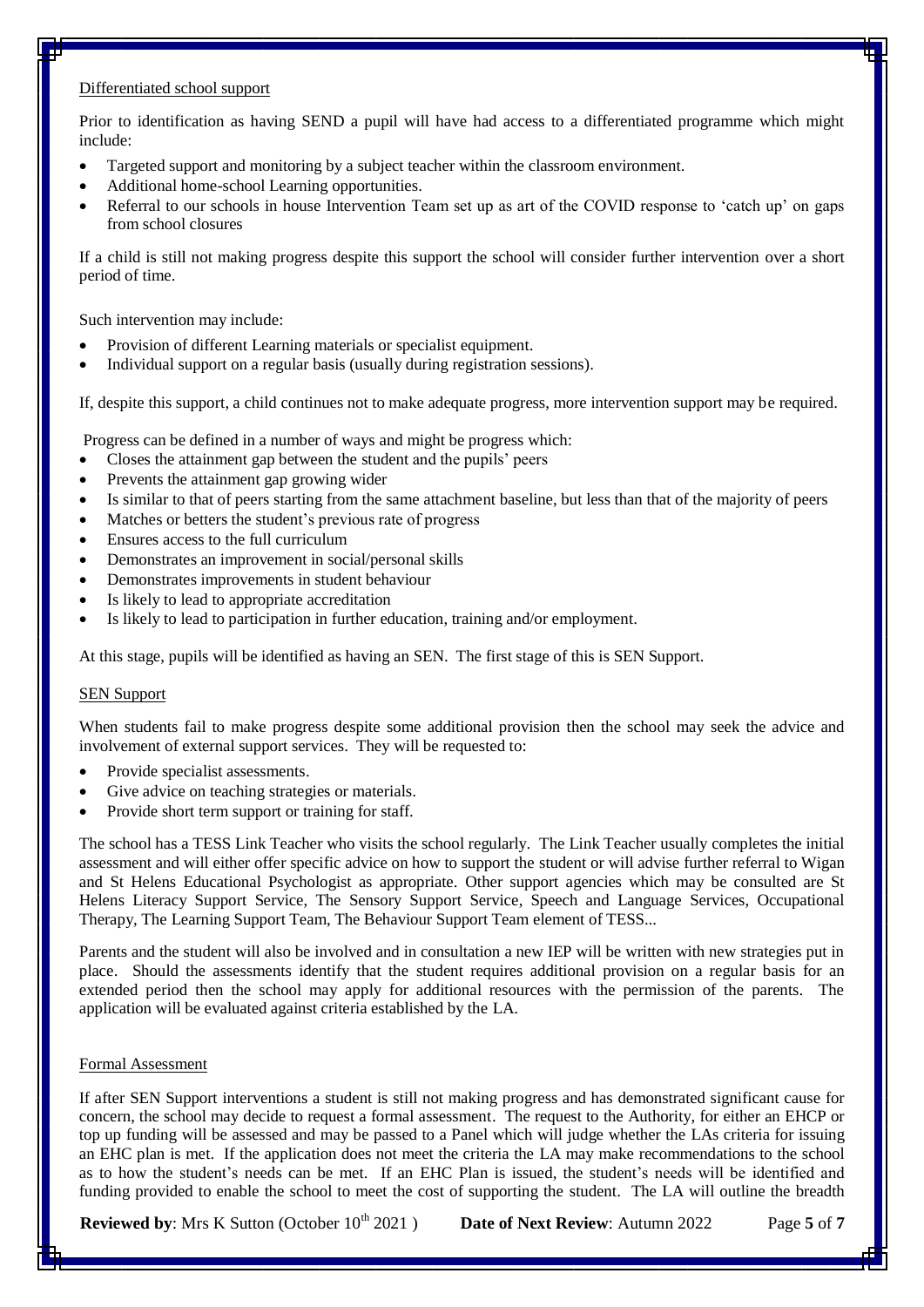Differentiated school support

Prior to identification as having SEND a pupil will have had access to a differentiated programme which might include:

- Targeted support and monitoring by a subject teacher within the classroom environment.
- Additional home-school Learning opportunities.
- Referral to our schools in house Intervention Team set up as art of the COVID response to 'catch up' on gaps from school closures

If a child is still not making progress despite this support the school will consider further intervention over a short period of time.

Such intervention may include:

- Provision of different Learning materials or specialist equipment.
- Individual support on a regular basis (usually during registration sessions).

If, despite this support, a child continues not to make adequate progress, more intervention support may be required.

Progress can be defined in a number of ways and might be progress which:

- Closes the attainment gap between the student and the pupils' peers
- Prevents the attainment gap growing wider
- Is similar to that of peers starting from the same attachment baseline, but less than that of the majority of peers
- Matches or betters the student's previous rate of progress
- Ensures access to the full curriculum
- Demonstrates an improvement in social/personal skills
- Demonstrates improvements in student behaviour
- Is likely to lead to appropriate accreditation
- Is likely to lead to participation in further education, training and/or employment.

At this stage, pupils will be identified as having an SEN. The first stage of this is SEN Support.

SEN Support

When students fail to make progress despite some additional provision then the school may seek the advice and involvement of external support services. They will be requested to:

- Provide specialist assessments.
- Give advice on teaching strategies or materials.
- Provide short term support or training for staff.

The school has a TESS Link Teacher who visits the school regularly. The Link Teacher usually completes the initial assessment and will either offer specific advice on how to support the student or will advise further referral to Wigan and St Helens Educational Psychologist as appropriate. Other support agencies which may be consulted are St Helens Literacy Support Service, The Sensory Support Service, Speech and Language Services, Occupational Therapy, The Learning Support Team, The Behaviour Support Team element of TESS...

Parents and the student will also be involved and in consultation a new IEP will be written with new strategies put in place. Should the assessments identify that the student requires additional provision on a regular basis for an extended period then the school may apply for additional resources with the permission of the parents. The application will be evaluated against criteria established by the LA.

Formal Assessment

If after SEN Support interventions a student is still not making progress and has demonstrated significant cause for concern, the school may decide to request a formal assessment. The request to the Authority, for either an EHCP or top up funding will be assessed and may be passed to a Panel which will judge whether the LAs criteria for issuing an EHC plan is met. If the application does not meet the criteria the LA may make recommendations to the school as to how the student's needs can be met. If an EHC Plan is issued, the student's needs will be identified and funding provided to enable the school to meet the cost of supporting the student. The LA will outline the breadth

**Reviewed by**: Mrs K Sutton (October 10th 2021 ) **Date of Next Review**: Autumn 2022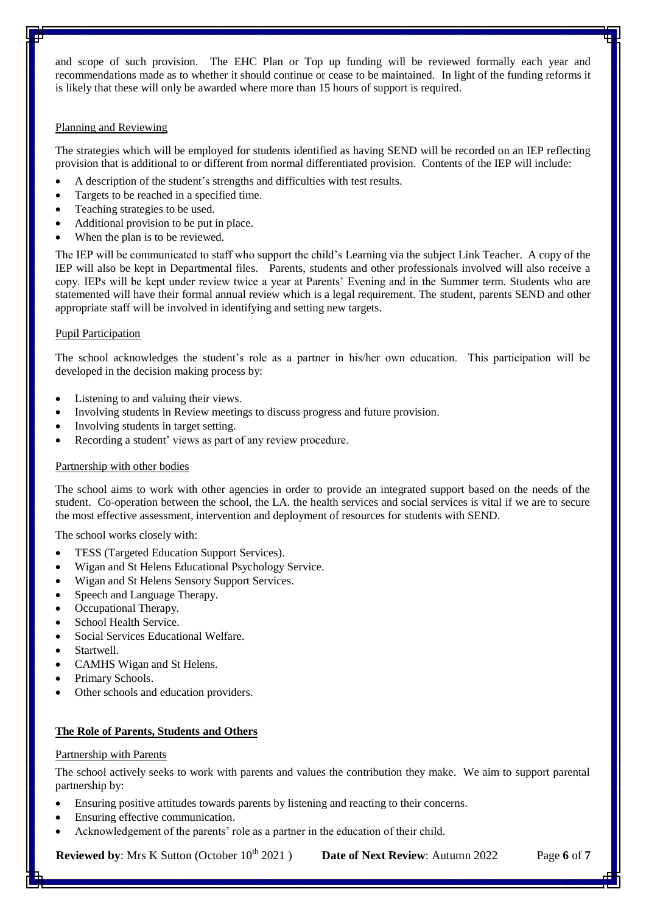and scope of such provision. The EHC Plan or Top up funding will be reviewed formally each year and recommendations made as to whether it should continue or cease to be maintained. In light of the funding reforms it is likely that these will only be awarded where more than 15 hours of support is required.

### Planning and Reviewing

The strategies which will be employed for students identified as having SEND will be recorded on an IEP reflecting provision that is additional to or different from normal differentiated provision. Contents of the IEP will include:

- A description of the student's strengths and difficulties with test results.
- Targets to be reached in a specified time.
- Teaching strategies to be used.
- Additional provision to be put in place.
- When the plan is to be reviewed.

The IEP will be communicated to staff who support the child's Learning via the subject Link Teacher. A copy of the IEP will also be kept in Departmental files. Parents, students and other professionals involved will also receive a copy. IEPs will be kept under review twice a year at Parents' Evening and in the Summer term. Students who are statemented will have their formal annual review which is a legal requirement. The student, parents SEND and other appropriate staff will be involved in identifying and setting new targets.

### Pupil Participation

The school acknowledges the student's role as a partner in his/her own education. This participation will be developed in the decision making process by:

- Listening to and valuing their views.
- Involving students in Review meetings to discuss progress and future provision.
- Involving students in target setting.
- Recording a student' views as part of any review procedure.

### Partnership with other bodies

The school aims to work with other agencies in order to provide an integrated support based on the needs of the student. Co-operation between the school, the LA. the health services and social services is vital if we are to secure the most effective assessment, intervention and deployment of resources for students with SEND.

The school works closely with:

- TESS (Targeted Education Support Services).
- Wigan and St Helens Educational Psychology Service.
- Wigan and St Helens Sensory Support Services.
- Speech and Language Therapy.
- Occupational Therapy.
- School Health Service.
- Social Services Educational Welfare.
- Startwell.
- CAMHS Wigan and St Helens.
- Primary Schools.
- Other schools and education providers.

## The Role of Parents, Students and Others

### Partnership with Parents

The school actively seeks to work with parents and values the contribution they make. We aim to support parental partnership by:

- Ensuring positive attitudes towards parents by listening and reacting to their concerns.
- Ensuring effective communication.
- Acknowledgement of the parents' role as a partner in the education of their child.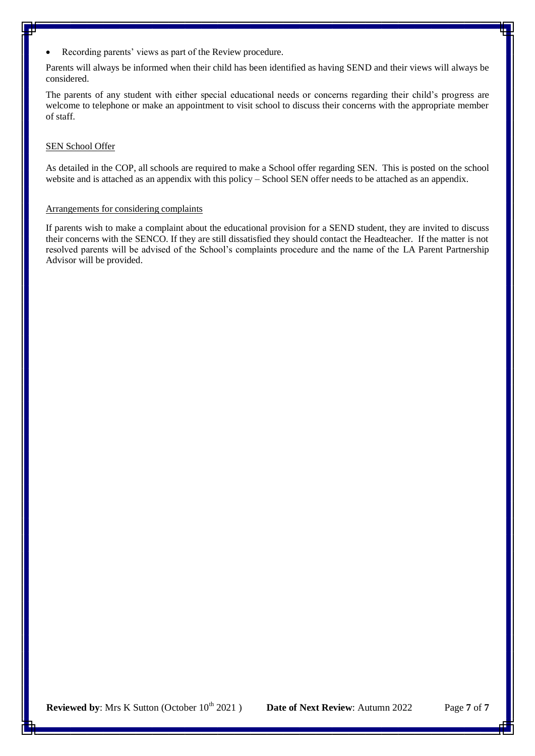- Recording parents' views as part of the Review procedure.

Parents will always be informed when their child has been identified as having SEND and their views will always be considered.

The parents of any student with either special educational needs or concerns regarding their child's progress are welcome to telephone or make an appointment to visit school to discuss their concerns with the appropriate member of staff.

## SEN School Offer

As detailed in the COP, all schools are required to make a School offer regarding SEN. This is posted on the school website and is attached as an appendix with this policy – School SEN offer needs to be attached as an appendix.

## Arrangements for considering complaints

If parents wish to make a complaint about the educational provision for a SEND student, they are invited to discuss their concerns with the SENCO. If they are still dissatisfied they should contact the Headteacher. If the matter is not resolved parents will be advised of the School's complaints procedure and the name of the LA Parent Partnership Advisor will be provided.